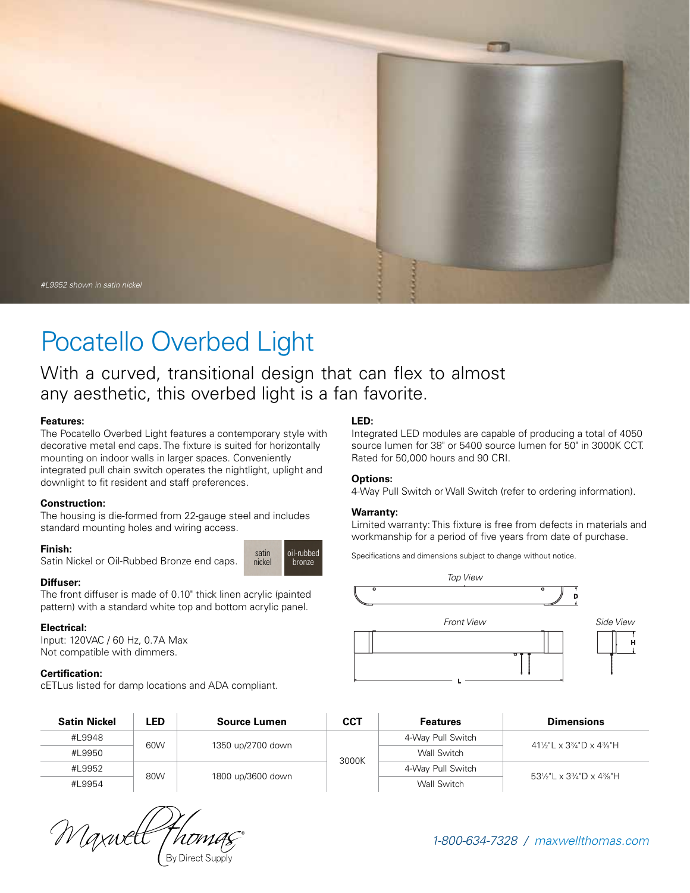*#L9952 shown in satin nickel*

# Pocatello Overbed Light

## With a curved, transitional design that can flex to almost any aesthetic, this overbed light is a fan favorite.

**Features:**
The Pocatello Overbed Light features a contemporary style with decorative metal end caps. The fixture is suited for horizontally mounting on indoor walls in larger spaces. Conveniently integrated pull chain switch operates the nightlight, uplight and downlight to fit resident and staff preferences.

**Construction:**
The housing is die-formed from 22-gauge steel and includes standard mounting holes and wiring access.

**Finish:**
Satin Nickel or Oil-Rubbed Bronze end caps.

satin nickel | oil-rubbed bronze

**Diffuser:**
The front diffuser is made of 0.10" thick linen acrylic (painted pattern) with a standard white top and bottom acrylic panel.

**Electrical:**
Input: 120VAC / 60 Hz, 0.7A Max
Not compatible with dimmers.

**Certification:**
cETLus listed for damp locations and ADA compliant.

**LED:**
Integrated LED modules are capable of producing a total of 4050 source lumen for 38" or 5400 source lumen for 50" in 3000K CCT. Rated for 50,000 hours and 90 CRI.

**Options:**
4-Way Pull Switch or Wall Switch (refer to ordering information).

**Warranty:**
Limited warranty: This fixture is free from defects in materials and workmanship for a period of five years from date of purchase.

Specifications and dimensions subject to change without notice.

*Top View* — D

*Front View* — L

*Side View* — H

| Satin Nickel | LED | Source Lumen | CCT | Features | Dimensions |
|---|---|---|---|---|---|
| #L9948 | 60W | 1350 up/2700 down | 3000K | 4-Way Pull Switch | 41½"L x 3¾"D x 4⅜"H |
| #L9950 | | | | Wall Switch | |
| #L9952 | 80W | 1800 up/3600 down | | 4-Way Pull Switch | 53½"L x 3¾"D x 4⅜"H |
| #L9954 | | | | Wall Switch | |

Maxwell Thomas® By Direct Supply

*1-800-634-7328 / maxwellthomas.com*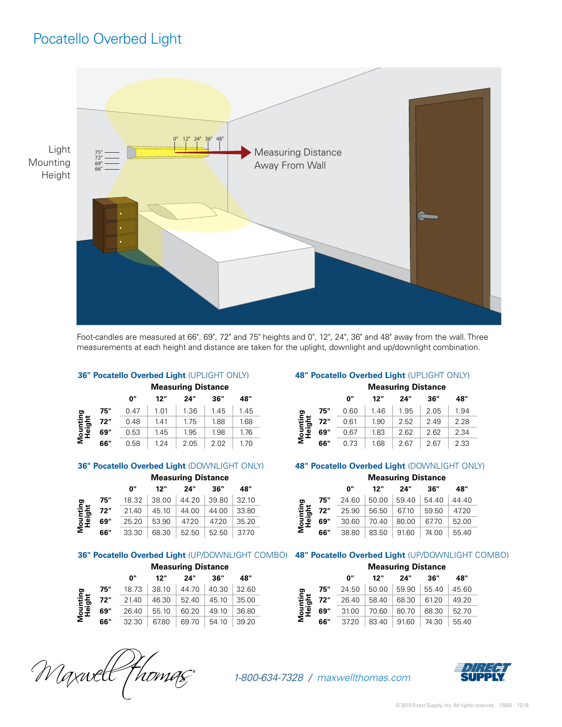# Pocatello Overbed Light

Light Mounting Height

75"
72"
69"
66"

0" 12" 24" 36" 48"

Measuring Distance Away From Wall

Foot-candles are measured at 66", 69", 72" and 75" heights and 0", 12", 24", 36" and 48" away from the wall. Three measurements at each height and distance are taken for the uplight, downlight and up/downlight combination.

### 36" Pocatello Overbed Light (UPLIGHT ONLY)

| Mounting Height | Measuring Distance | | | | |
|---|---|---|---|---|---|
| | 0" | 12" | 24" | 36" | 48" |
| 75" | 0.47 | 1.01 | 1.36 | 1.45 | 1.45 |
| 72" | 0.48 | 1.41 | 1.75 | 1.88 | 1.68 |
| 69" | 0.53 | 1.45 | 1.95 | 1.98 | 1.76 |
| 66" | 0.58 | 1.24 | 2.05 | 2.02 | 1.70 |

### 48" Pocatello Overbed Light (UPLIGHT ONLY)

| Mounting Height | Measuring Distance | | | | |
|---|---|---|---|---|---|
| | 0" | 12" | 24" | 36" | 48" |
| 75" | 0.60 | 1.46 | 1.95 | 2.05 | 1.94 |
| 72" | 0.61 | 1.90 | 2.52 | 2.49 | 2.28 |
| 69" | 0.67 | 1.83 | 2.62 | 2.62 | 2.34 |
| 66" | 0.73 | 1.68 | 2.67 | 2.67 | 2.33 |

### 36" Pocatello Overbed Light (DOWNLIGHT ONLY)

| Mounting Height | Measuring Distance | | | | |
|---|---|---|---|---|---|
| | 0" | 12" | 24" | 36" | 48" |
| 75" | 18.32 | 38.00 | 44.20 | 39.80 | 32.10 |
| 72" | 21.40 | 45.10 | 44.00 | 44.00 | 33.80 |
| 69" | 25.20 | 53.90 | 47.20 | 47.20 | 35.20 |
| 66" | 33.30 | 68.30 | 52.50 | 52.50 | 37.70 |

### 48" Pocatello Overbed Light (DOWNLIGHT ONLY)

| Mounting Height | Measuring Distance | | | | |
|---|---|---|---|---|---|
| | 0" | 12" | 24" | 36" | 48" |
| 75" | 24.60 | 50.00 | 59.40 | 54.40 | 44.40 |
| 72" | 25.90 | 56.50 | 67.10 | 59.50 | 47.20 |
| 69" | 30.60 | 70.40 | 80.00 | 67.70 | 52.00 |
| 66" | 38.80 | 83.50 | 91.60 | 74.00 | 55.40 |

### 36" Pocatello Overbed Light (UP/DOWNLIGHT COMBO)

| Mounting Height | Measuring Distance | | | | |
|---|---|---|---|---|---|
| | 0" | 12" | 24" | 36" | 48" |
| 75" | 18.73 | 38.10 | 44.70 | 40.30 | 32.60 |
| 72" | 21.40 | 46.30 | 52.40 | 45.10 | 35.00 |
| 69" | 26.40 | 55.10 | 60.20 | 49.10 | 36.80 |
| 66" | 32.30 | 67.80 | 69.70 | 54.10 | 39.20 |

### 48" Pocatello Overbed Light (UP/DOWNLIGHT COMBO)

| Mounting Height | Measuring Distance | | | | |
|---|---|---|---|---|---|
| | 0" | 12" | 24" | 36" | 48" |
| 75" | 24.50 | 50.00 | 59.90 | 55.40 | 45.60 |
| 72" | 26.40 | 58.40 | 68.30 | 61.20 | 49.20 |
| 69" | 31.00 | 70.60 | 80.70 | 68.30 | 52.70 |
| 66" | 37.20 | 83.40 | 91.60 | 74.30 | 55.40 |

Maxwell Thomas®

1-800-634-7328 / maxwellthomas.com

DIRECT SUPPLY

© 2019 Direct Supply, Inc. All rights reserved 15024 12/19